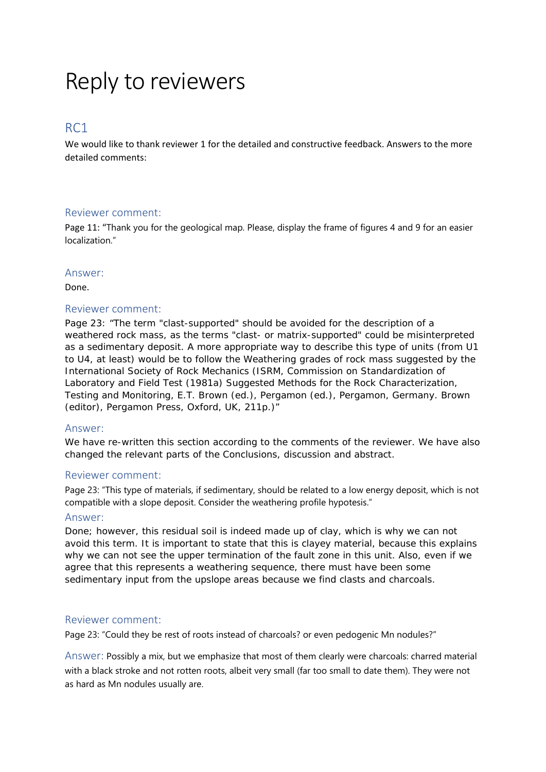# Reply to reviewers

## RC1

We would like to thank reviewer 1 for the detailed and constructive feedback. Answers to the more detailed comments:

### Reviewer comment:

Page 11: "Thank you for the geological map. Please, display the frame of figures 4 and 9 for an easier localization."

### Answer:

Done.

### Reviewer comment:

Page 23: "The term "clast-supported" should be avoided for the description of a weathered rock mass, as the terms "clast- or matrix-supported" could be misinterpreted as a sedimentary deposit. A more appropriate way to describe this type of units (from U1 to U4, at least) would be to follow the Weathering grades of rock mass suggested by the International Society of Rock Mechanics (ISRM, Commission on Standardization of Laboratory and Field Test (1981a) Suggested Methods for the Rock Characterization, Testing and Monitoring, E.T. Brown (ed.), Pergamon (ed.), Pergamon, Germany. Brown (editor), Pergamon Press, Oxford, UK, 211p.)"

### Answer:

We have re-written this section according to the comments of the reviewer. We have also changed the relevant parts of the Conclusions, discussion and abstract.

### Reviewer comment:

Page 23: "This type of materials, if sedimentary, should be related to a low energy deposit, which is not compatible with a slope deposit. Consider the weathering profile hypotesis."

### Answer:

Done; however, this residual soil is indeed made up of clay, which is why we can not avoid this term. It is important to state that this is clayey material, because this explains why we can not see the upper termination of the fault zone in this unit. Also, even if we agree that this represents a weathering sequence, there must have been some sedimentary input from the upslope areas because we find clasts and charcoals.

### Reviewer comment:

Page 23: "Could they be rest of roots instead of charcoals? or even pedogenic Mn nodules?"

### Answer:

Possibly a mix, but we emphasize that most of them clearly were charcoals: charred material with a black stroke and not rotten roots, albeit very small (far too small to date them). They were not as hard as Mn nodules usually are.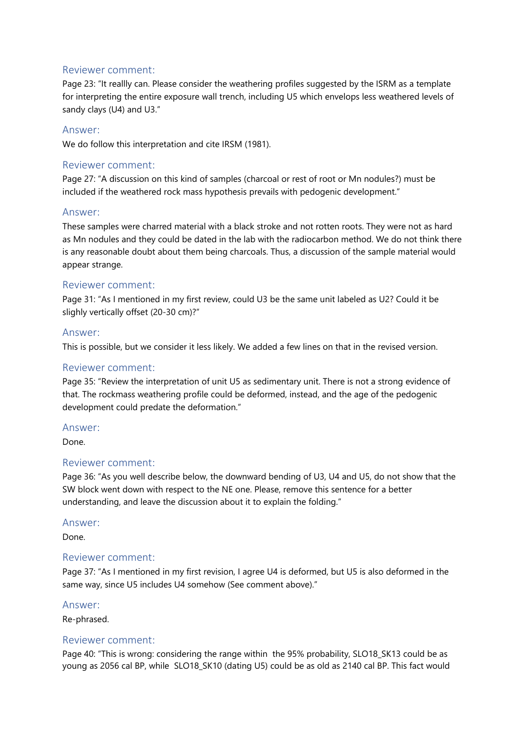### Reviewer comment:

Page 23: "It reallly can. Please consider the weathering profiles suggested by the ISRM as a template for interpreting the entire exposure wall trench, including U5 which envelops less weathered levels of sandy clays (U4) and U3."

### Answer:

We do follow this interpretation and cite IRSM (1981).

### Reviewer comment:

Page 27: "A discussion on this kind of samples (charcoal or rest of root or Mn nodules?) must be included if the weathered rock mass hypothesis prevails with pedogenic development."

### Answer:

These samples were charred material with a black stroke and not rotten roots. They were not as hard as Mn nodules and they could be dated in the lab with the radiocarbon method. We do not think there is any reasonable doubt about them being charcoals. Thus, a discussion of the sample material would appear strange.

### Reviewer comment:

Page 31: "As I mentioned in my first review, could U3 be the same unit labeled as U2? Could it be slighly vertically offset (20-30 cm)?"

### Answer:

This is possible, but we consider it less likely. We added a few lines on that in the revised version.

### Reviewer comment:

Page 35: "Review the interpretation of unit U5 as sedimentary unit. There is not a strong evidence of that. The rockmass weathering profile could be deformed, instead, and the age of the pedogenic development could predate the deformation."

### Answer:

Done.

### Reviewer comment:

Page 36: "As you well describe below, the downward bending of U3, U4 and U5, do not show that the SW block went down with respect to the NE one. Please, remove this sentence for a better understanding, and leave the discussion about it to explain the folding."

### Answer:

Done.

### Reviewer comment:

Page 37: "As I mentioned in my first revision, I agree U4 is deformed, but U5 is also deformed in the same way, since U5 includes U4 somehow (See comment above)."

### Answer:

Re-phrased.

### Reviewer comment:

Page 40: "This is wrong: considering the range within the 95% probability, SLO18_SK13 could be as young as 2056 cal BP, while SLO18_SK10 (dating U5) could be as old as 2140 cal BP. This fact would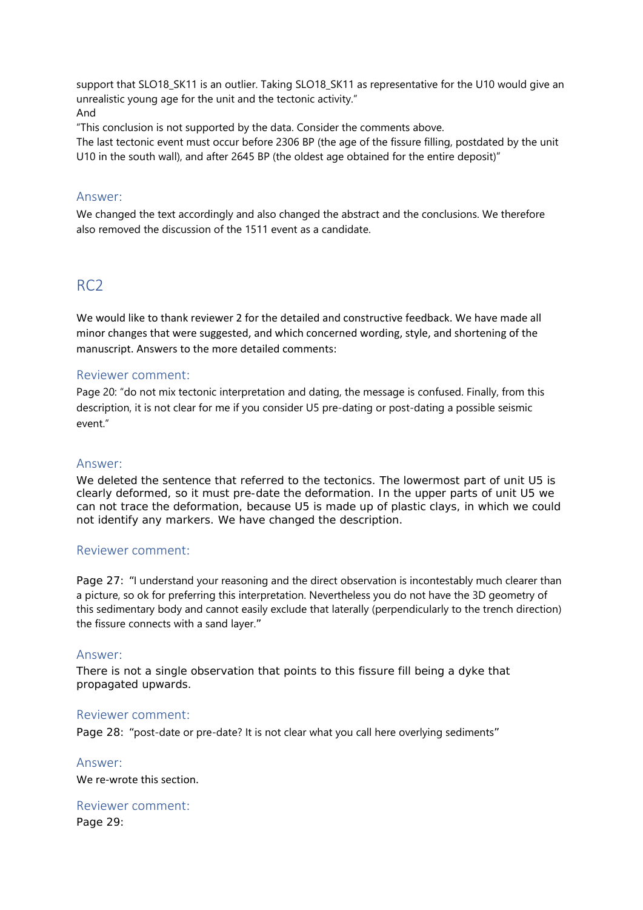support that SLO18_SK11 is an outlier. Taking SLO18_SK11 as representative for the U10 would give an unrealistic young age for the unit and the tectonic activity."

And

"This conclusion is not supported by the data. Consider the comments above.

The last tectonic event must occur before 2306 BP (the age of the fissure filling, postdated by the unit U10 in the south wall), and after 2645 BP (the oldest age obtained for the entire deposit)"

### Answer:

We changed the text accordingly and also changed the abstract and the conclusions. We therefore also removed the discussion of the 1511 event as a candidate.

## RC2

We would like to thank reviewer 2 for the detailed and constructive feedback. We have made all minor changes that were suggested, and which concerned wording, style, and shortening of the manuscript. Answers to the more detailed comments:

### Reviewer comment:

Page 20: "do not mix tectonic interpretation and dating, the message is confused. Finally, from this description, it is not clear for me if you consider U5 pre-dating or post-dating a possible seismic event."

### Answer:

We deleted the sentence that referred to the tectonics. The lowermost part of unit U5 is clearly deformed, so it must pre-date the deformation. In the upper parts of unit U5 we can not trace the deformation, because U5 is made up of plastic clays, in which we could not identify any markers. We have changed the description.

### Reviewer comment:

Page 27: "I understand your reasoning and the direct observation is incontestably much clearer than a picture, so ok for preferring this interpretation. Nevertheless you do not have the 3D geometry of this sedimentary body and cannot easily exclude that laterally (perpendicularly to the trench direction) the fissure connects with a sand layer."

### Answer:

There is not a single observation that points to this fissure fill being a dyke that propagated upwards.

### Reviewer comment:

Page 28: "post-date or pre-date? It is not clear what you call here overlying sediments"

### Answer:

We re-wrote this section.

### Reviewer comment:

Page 29: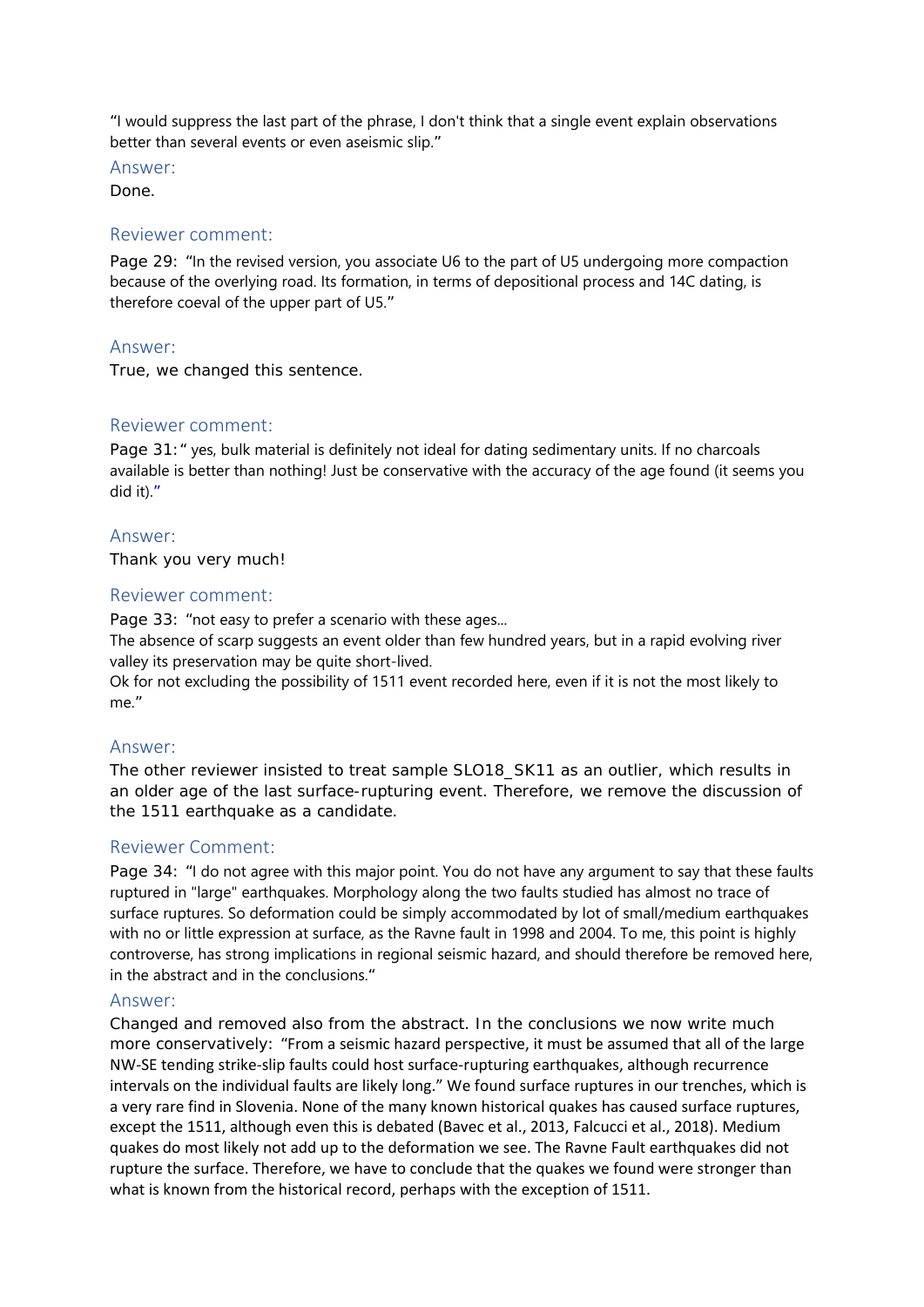"I would suppress the last part of the phrase, I don't think that a single event explain observations better than several events or even aseismic slip."

### Answer:

Done.

### Reviewer comment:

Page 29: "In the revised version, you associate U6 to the part of U5 undergoing more compaction because of the overlying road. Its formation, in terms of depositional process and 14C dating, is therefore coeval of the upper part of U5."

### Answer:

True, we changed this sentence.

### Reviewer comment:

Page 31: " yes, bulk material is definitely not ideal for dating sedimentary units. If no charcoals available is better than nothing! Just be conservative with the accuracy of the age found (it seems you did it)."

### Answer:

Thank you very much!

### Reviewer comment:

Page 33: "not easy to prefer a scenario with these ages...
The absence of scarp suggests an event older than few hundred years, but in a rapid evolving river valley its preservation may be quite short-lived.
Ok for not excluding the possibility of 1511 event recorded here, even if it is not the most likely to me."

### Answer:

The other reviewer insisted to treat sample SLO18_SK11 as an outlier, which results in an older age of the last surface-rupturing event. Therefore, we remove the discussion of the 1511 earthquake as a candidate.

### Reviewer Comment:

Page 34: "I do not agree with this major point. You do not have any argument to say that these faults ruptured in "large" earthquakes. Morphology along the two faults studied has almost no trace of surface ruptures. So deformation could be simply accommodated by lot of small/medium earthquakes with no or little expression at surface, as the Ravne fault in 1998 and 2004. To me, this point is highly controverse, has strong implications in regional seismic hazard, and should therefore be removed here, in the abstract and in the conclusions."

### Answer:

Changed and removed also from the abstract. In the conclusions we now write much more conservatively: "From a seismic hazard perspective, it must be assumed that all of the large NW-SE tending strike-slip faults could host surface-rupturing earthquakes, although recurrence intervals on the individual faults are likely long." We found surface ruptures in our trenches, which is a very rare find in Slovenia. None of the many known historical quakes has caused surface ruptures, except the 1511, although even this is debated (Bavec et al., 2013, Falcucci et al., 2018). Medium quakes do most likely not add up to the deformation we see. The Ravne Fault earthquakes did not rupture the surface. Therefore, we have to conclude that the quakes we found were stronger than what is known from the historical record, perhaps with the exception of 1511.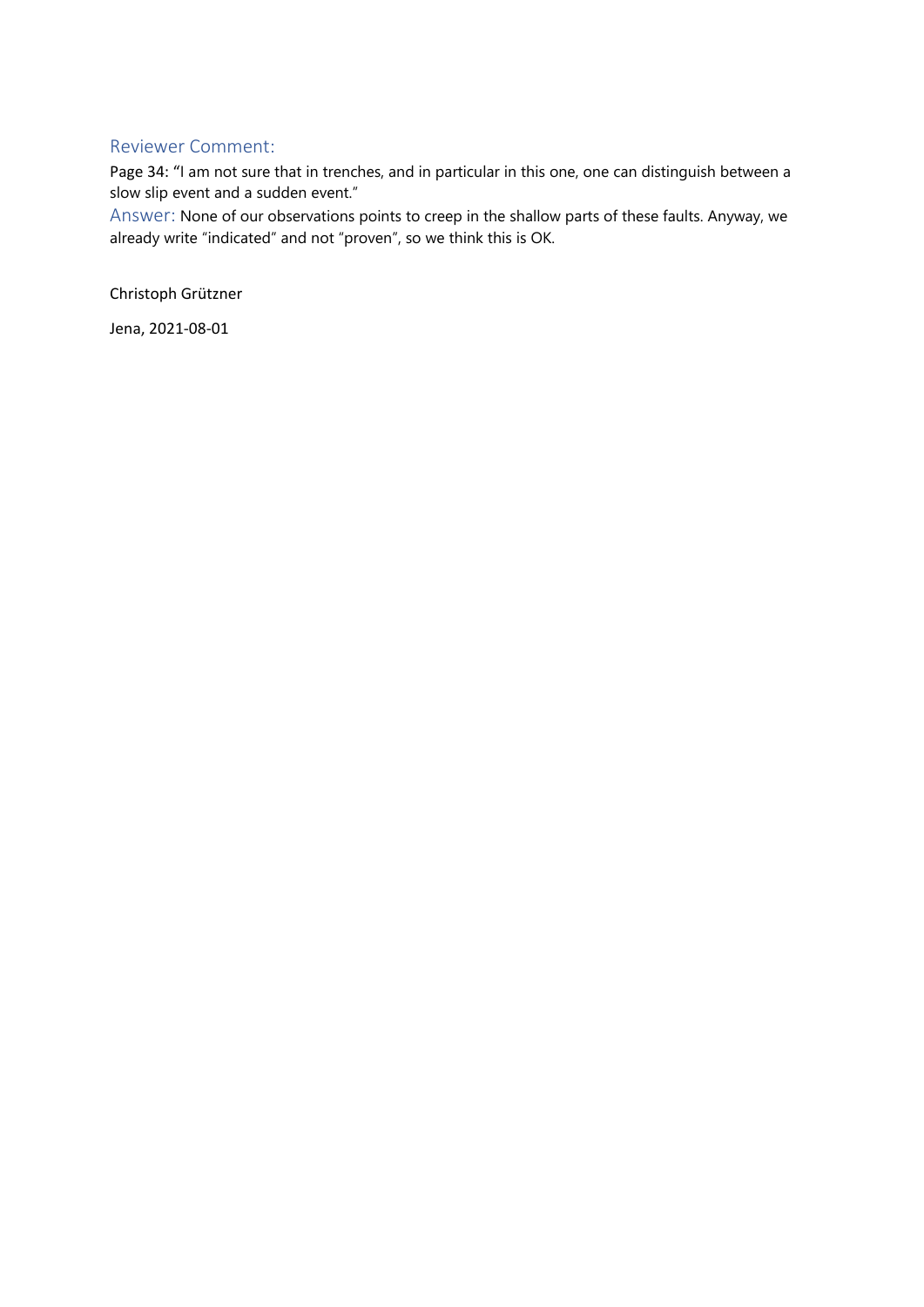## Reviewer Comment:

**Page 34:** "I am not sure that in trenches, and in particular in this one, one can distinguish between a slow slip event and a sudden event."

**Answer:** None of our observations points to creep in the shallow parts of these faults. Anyway, we already write "indicated" and not "proven", so we think this is OK.

Christoph Grützner

Jena, 2021-08-01